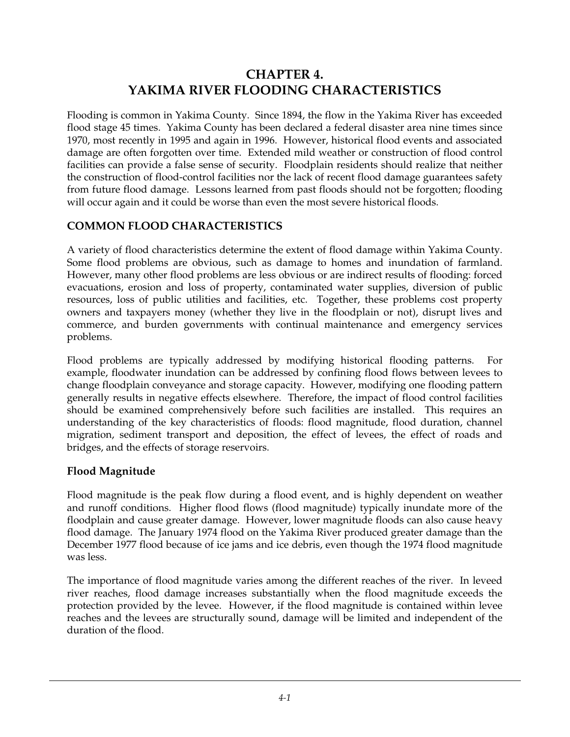# CHAPTER 4.
# YAKIMA RIVER FLOODING CHARACTERISTICS

Flooding is common in Yakima County. Since 1894, the flow in the Yakima River has exceeded flood stage 45 times. Yakima County has been declared a federal disaster area nine times since 1970, most recently in 1995 and again in 1996. However, historical flood events and associated damage are often forgotten over time. Extended mild weather or construction of flood control facilities can provide a false sense of security. Floodplain residents should realize that neither the construction of flood-control facilities nor the lack of recent flood damage guarantees safety from future flood damage. Lessons learned from past floods should not be forgotten; flooding will occur again and it could be worse than even the most severe historical floods.

## COMMON FLOOD CHARACTERISTICS

A variety of flood characteristics determine the extent of flood damage within Yakima County. Some flood problems are obvious, such as damage to homes and inundation of farmland. However, many other flood problems are less obvious or are indirect results of flooding: forced evacuations, erosion and loss of property, contaminated water supplies, diversion of public resources, loss of public utilities and facilities, etc. Together, these problems cost property owners and taxpayers money (whether they live in the floodplain or not), disrupt lives and commerce, and burden governments with continual maintenance and emergency services problems.

Flood problems are typically addressed by modifying historical flooding patterns. For example, floodwater inundation can be addressed by confining flood flows between levees to change floodplain conveyance and storage capacity. However, modifying one flooding pattern generally results in negative effects elsewhere. Therefore, the impact of flood control facilities should be examined comprehensively before such facilities are installed. This requires an understanding of the key characteristics of floods: flood magnitude, flood duration, channel migration, sediment transport and deposition, the effect of levees, the effect of roads and bridges, and the effects of storage reservoirs.

### Flood Magnitude

Flood magnitude is the peak flow during a flood event, and is highly dependent on weather and runoff conditions. Higher flood flows (flood magnitude) typically inundate more of the floodplain and cause greater damage. However, lower magnitude floods can also cause heavy flood damage. The January 1974 flood on the Yakima River produced greater damage than the December 1977 flood because of ice jams and ice debris, even though the 1974 flood magnitude was less.

The importance of flood magnitude varies among the different reaches of the river. In leveed river reaches, flood damage increases substantially when the flood magnitude exceeds the protection provided by the levee. However, if the flood magnitude is contained within levee reaches and the levees are structurally sound, damage will be limited and independent of the duration of the flood.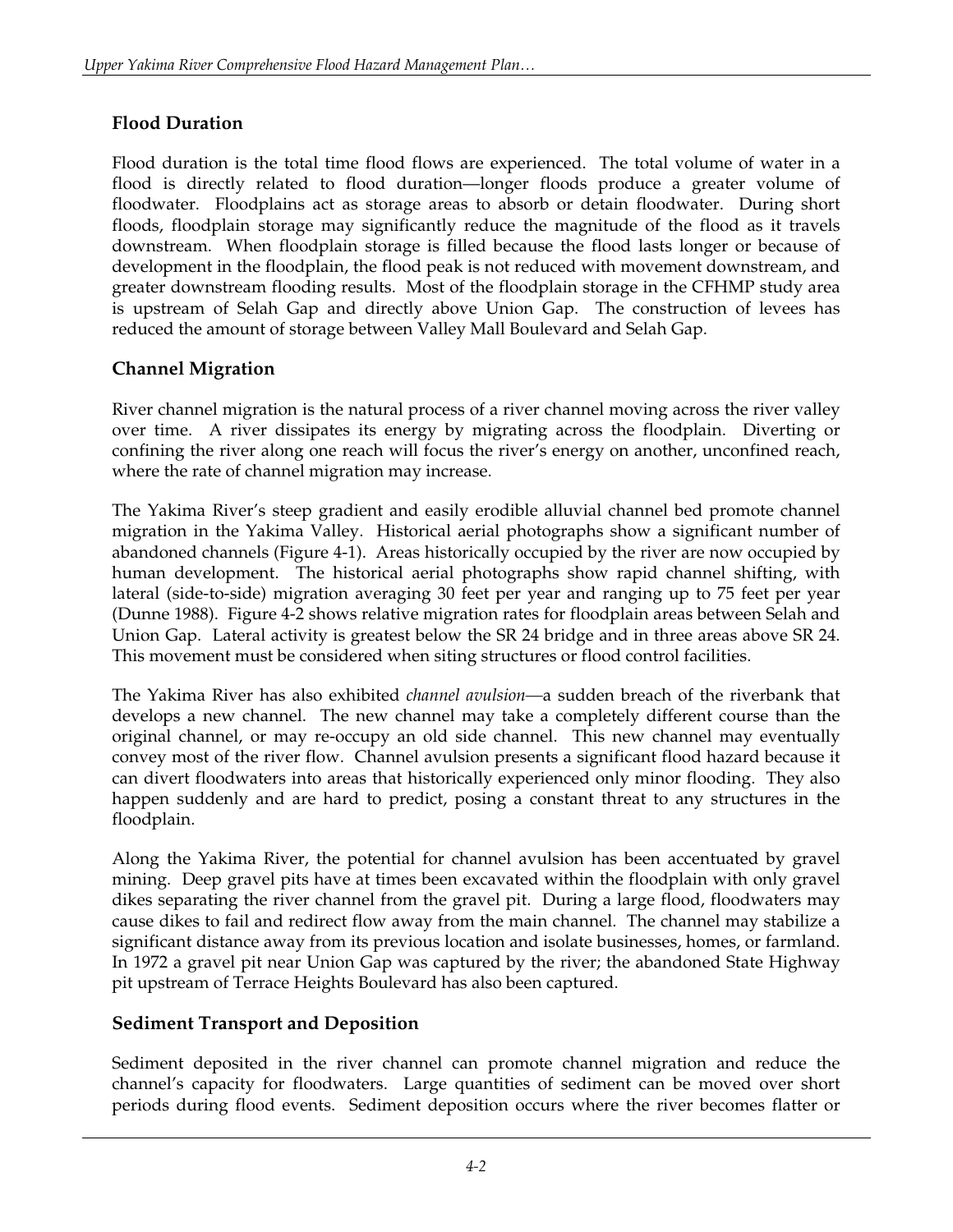## Flood Duration

Flood duration is the total time flood flows are experienced. The total volume of water in a flood is directly related to flood duration—longer floods produce a greater volume of floodwater. Floodplains act as storage areas to absorb or detain floodwater. During short floods, floodplain storage may significantly reduce the magnitude of the flood as it travels downstream. When floodplain storage is filled because the flood lasts longer or because of development in the floodplain, the flood peak is not reduced with movement downstream, and greater downstream flooding results. Most of the floodplain storage in the CFHMP study area is upstream of Selah Gap and directly above Union Gap. The construction of levees has reduced the amount of storage between Valley Mall Boulevard and Selah Gap.

## Channel Migration

River channel migration is the natural process of a river channel moving across the river valley over time. A river dissipates its energy by migrating across the floodplain. Diverting or confining the river along one reach will focus the river's energy on another, unconfined reach, where the rate of channel migration may increase.

The Yakima River's steep gradient and easily erodible alluvial channel bed promote channel migration in the Yakima Valley. Historical aerial photographs show a significant number of abandoned channels (Figure 4-1). Areas historically occupied by the river are now occupied by human development. The historical aerial photographs show rapid channel shifting, with lateral (side-to-side) migration averaging 30 feet per year and ranging up to 75 feet per year (Dunne 1988). Figure 4-2 shows relative migration rates for floodplain areas between Selah and Union Gap. Lateral activity is greatest below the SR 24 bridge and in three areas above SR 24. This movement must be considered when siting structures or flood control facilities.

The Yakima River has also exhibited *channel avulsion*—a sudden breach of the riverbank that develops a new channel. The new channel may take a completely different course than the original channel, or may re-occupy an old side channel. This new channel may eventually convey most of the river flow. Channel avulsion presents a significant flood hazard because it can divert floodwaters into areas that historically experienced only minor flooding. They also happen suddenly and are hard to predict, posing a constant threat to any structures in the floodplain.

Along the Yakima River, the potential for channel avulsion has been accentuated by gravel mining. Deep gravel pits have at times been excavated within the floodplain with only gravel dikes separating the river channel from the gravel pit. During a large flood, floodwaters may cause dikes to fail and redirect flow away from the main channel. The channel may stabilize a significant distance away from its previous location and isolate businesses, homes, or farmland. In 1972 a gravel pit near Union Gap was captured by the river; the abandoned State Highway pit upstream of Terrace Heights Boulevard has also been captured.

## Sediment Transport and Deposition

Sediment deposited in the river channel can promote channel migration and reduce the channel's capacity for floodwaters. Large quantities of sediment can be moved over short periods during flood events. Sediment deposition occurs where the river becomes flatter or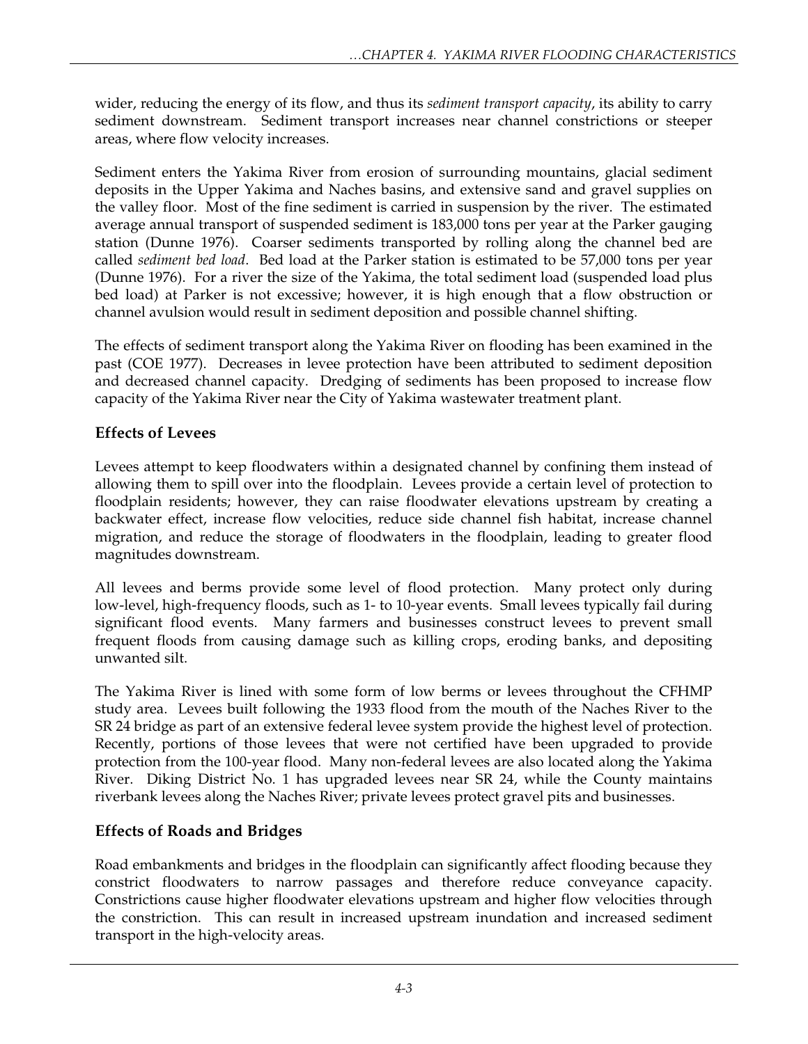wider, reducing the energy of its flow, and thus its *sediment transport capacity*, its ability to carry sediment downstream. Sediment transport increases near channel constrictions or steeper areas, where flow velocity increases.

Sediment enters the Yakima River from erosion of surrounding mountains, glacial sediment deposits in the Upper Yakima and Naches basins, and extensive sand and gravel supplies on the valley floor. Most of the fine sediment is carried in suspension by the river. The estimated average annual transport of suspended sediment is 183,000 tons per year at the Parker gauging station (Dunne 1976). Coarser sediments transported by rolling along the channel bed are called *sediment bed load*. Bed load at the Parker station is estimated to be 57,000 tons per year (Dunne 1976). For a river the size of the Yakima, the total sediment load (suspended load plus bed load) at Parker is not excessive; however, it is high enough that a flow obstruction or channel avulsion would result in sediment deposition and possible channel shifting.

The effects of sediment transport along the Yakima River on flooding has been examined in the past (COE 1977). Decreases in levee protection have been attributed to sediment deposition and decreased channel capacity. Dredging of sediments has been proposed to increase flow capacity of the Yakima River near the City of Yakima wastewater treatment plant.

## Effects of Levees

Levees attempt to keep floodwaters within a designated channel by confining them instead of allowing them to spill over into the floodplain. Levees provide a certain level of protection to floodplain residents; however, they can raise floodwater elevations upstream by creating a backwater effect, increase flow velocities, reduce side channel fish habitat, increase channel migration, and reduce the storage of floodwaters in the floodplain, leading to greater flood magnitudes downstream.

All levees and berms provide some level of flood protection. Many protect only during low-level, high-frequency floods, such as 1- to 10-year events. Small levees typically fail during significant flood events. Many farmers and businesses construct levees to prevent small frequent floods from causing damage such as killing crops, eroding banks, and depositing unwanted silt.

The Yakima River is lined with some form of low berms or levees throughout the CFHMP study area. Levees built following the 1933 flood from the mouth of the Naches River to the SR 24 bridge as part of an extensive federal levee system provide the highest level of protection. Recently, portions of those levees that were not certified have been upgraded to provide protection from the 100-year flood. Many non-federal levees are also located along the Yakima River. Diking District No. 1 has upgraded levees near SR 24, while the County maintains riverbank levees along the Naches River; private levees protect gravel pits and businesses.

## Effects of Roads and Bridges

Road embankments and bridges in the floodplain can significantly affect flooding because they constrict floodwaters to narrow passages and therefore reduce conveyance capacity. Constrictions cause higher floodwater elevations upstream and higher flow velocities through the constriction. This can result in increased upstream inundation and increased sediment transport in the high-velocity areas.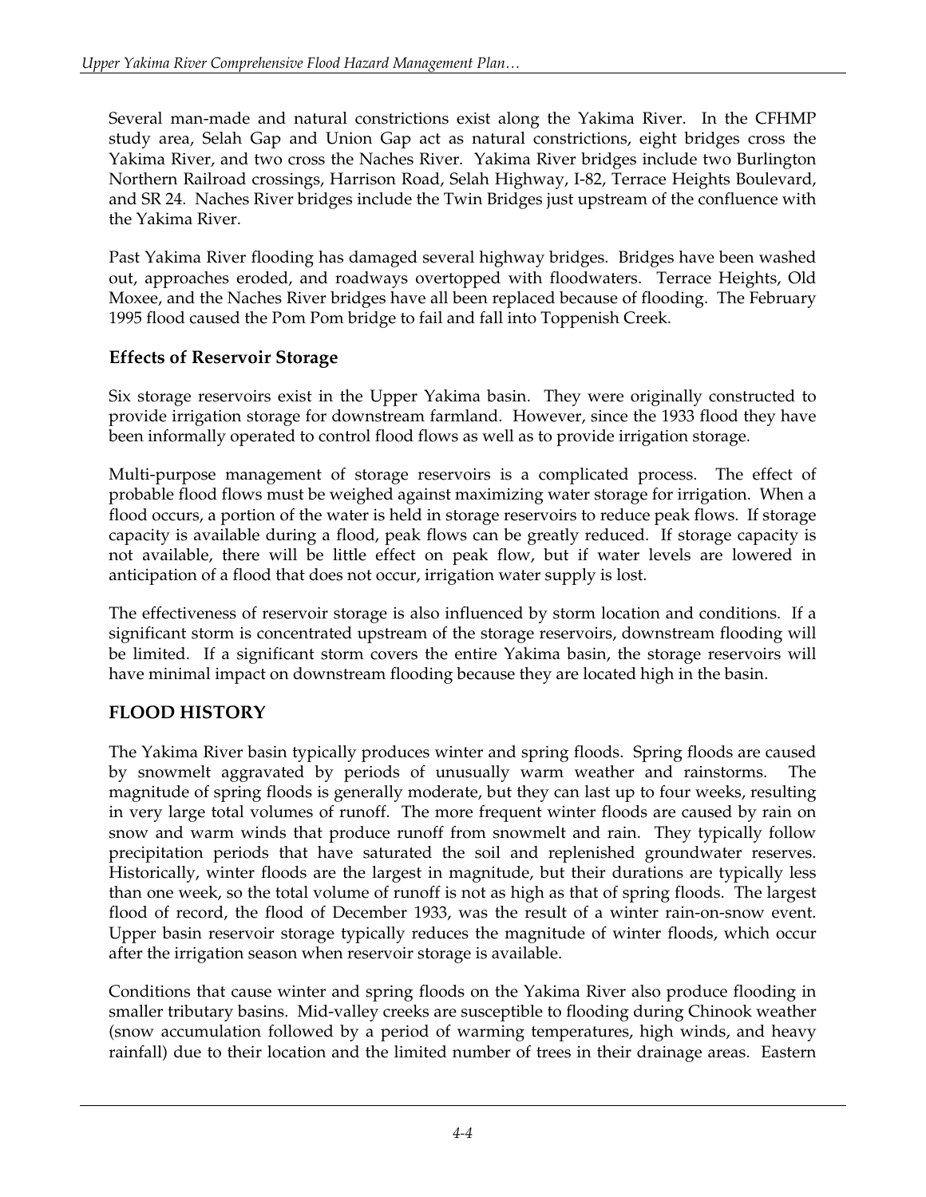Several man-made and natural constrictions exist along the Yakima River. In the CFHMP study area, Selah Gap and Union Gap act as natural constrictions, eight bridges cross the Yakima River, and two cross the Naches River. Yakima River bridges include two Burlington Northern Railroad crossings, Harrison Road, Selah Highway, I-82, Terrace Heights Boulevard, and SR 24. Naches River bridges include the Twin Bridges just upstream of the confluence with the Yakima River.

Past Yakima River flooding has damaged several highway bridges. Bridges have been washed out, approaches eroded, and roadways overtopped with floodwaters. Terrace Heights, Old Moxee, and the Naches River bridges have all been replaced because of flooding. The February 1995 flood caused the Pom Pom bridge to fail and fall into Toppenish Creek.

### Effects of Reservoir Storage

Six storage reservoirs exist in the Upper Yakima basin. They were originally constructed to provide irrigation storage for downstream farmland. However, since the 1933 flood they have been informally operated to control flood flows as well as to provide irrigation storage.

Multi-purpose management of storage reservoirs is a complicated process. The effect of probable flood flows must be weighed against maximizing water storage for irrigation. When a flood occurs, a portion of the water is held in storage reservoirs to reduce peak flows. If storage capacity is available during a flood, peak flows can be greatly reduced. If storage capacity is not available, there will be little effect on peak flow, but if water levels are lowered in anticipation of a flood that does not occur, irrigation water supply is lost.

The effectiveness of reservoir storage is also influenced by storm location and conditions. If a significant storm is concentrated upstream of the storage reservoirs, downstream flooding will be limited. If a significant storm covers the entire Yakima basin, the storage reservoirs will have minimal impact on downstream flooding because they are located high in the basin.

## FLOOD HISTORY

The Yakima River basin typically produces winter and spring floods. Spring floods are caused by snowmelt aggravated by periods of unusually warm weather and rainstorms. The magnitude of spring floods is generally moderate, but they can last up to four weeks, resulting in very large total volumes of runoff. The more frequent winter floods are caused by rain on snow and warm winds that produce runoff from snowmelt and rain. They typically follow precipitation periods that have saturated the soil and replenished groundwater reserves. Historically, winter floods are the largest in magnitude, but their durations are typically less than one week, so the total volume of runoff is not as high as that of spring floods. The largest flood of record, the flood of December 1933, was the result of a winter rain-on-snow event. Upper basin reservoir storage typically reduces the magnitude of winter floods, which occur after the irrigation season when reservoir storage is available.

Conditions that cause winter and spring floods on the Yakima River also produce flooding in smaller tributary basins. Mid-valley creeks are susceptible to flooding during Chinook weather (snow accumulation followed by a period of warming temperatures, high winds, and heavy rainfall) due to their location and the limited number of trees in their drainage areas. Eastern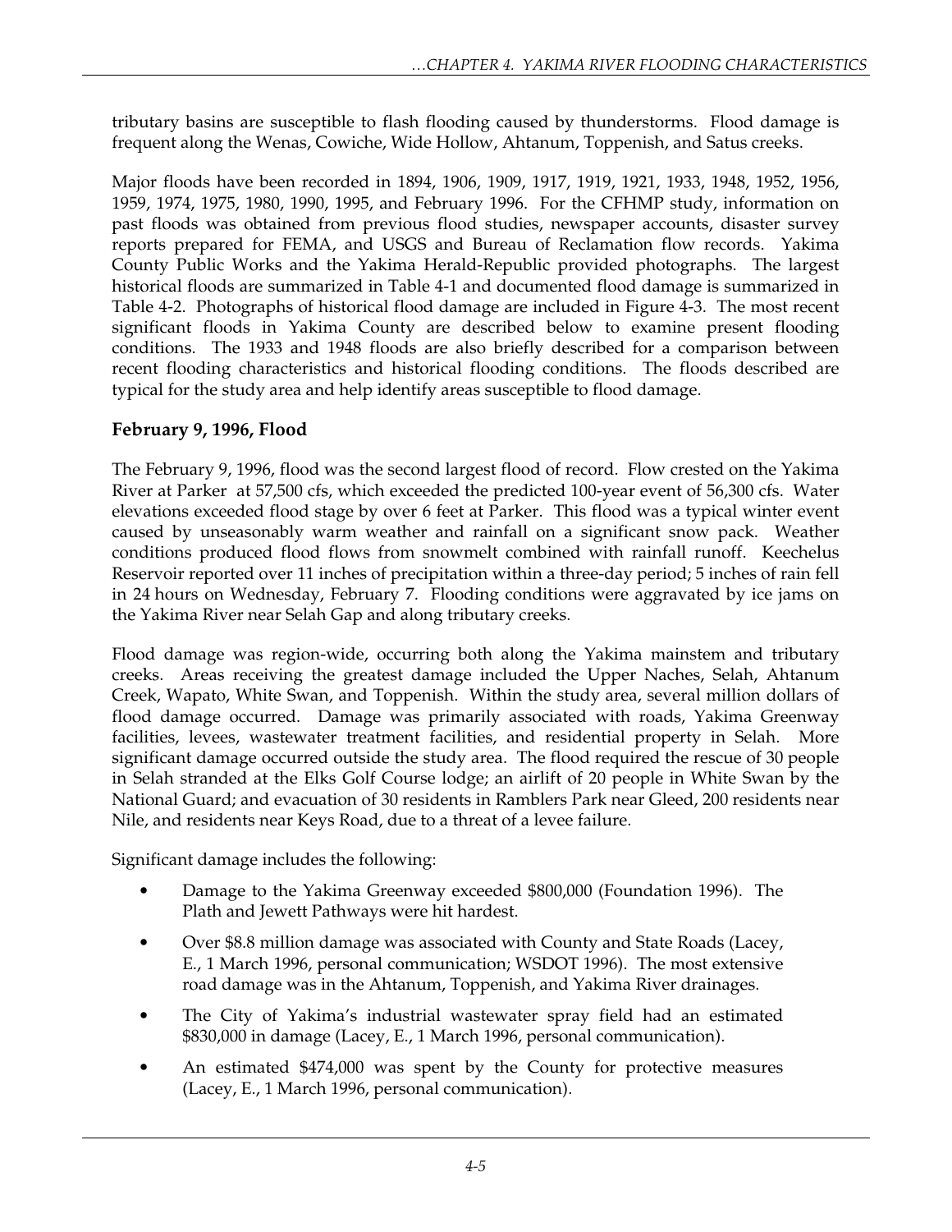tributary basins are susceptible to flash flooding caused by thunderstorms. Flood damage is frequent along the Wenas, Cowiche, Wide Hollow, Ahtanum, Toppenish, and Satus creeks.

Major floods have been recorded in 1894, 1906, 1909, 1917, 1919, 1921, 1933, 1948, 1952, 1956, 1959, 1974, 1975, 1980, 1990, 1995, and February 1996. For the CFHMP study, information on past floods was obtained from previous flood studies, newspaper accounts, disaster survey reports prepared for FEMA, and USGS and Bureau of Reclamation flow records. Yakima County Public Works and the Yakima Herald-Republic provided photographs. The largest historical floods are summarized in Table 4-1 and documented flood damage is summarized in Table 4-2. Photographs of historical flood damage are included in Figure 4-3. The most recent significant floods in Yakima County are described below to examine present flooding conditions. The 1933 and 1948 floods are also briefly described for a comparison between recent flooding characteristics and historical flooding conditions. The floods described are typical for the study area and help identify areas susceptible to flood damage.

### February 9, 1996, Flood

The February 9, 1996, flood was the second largest flood of record. Flow crested on the Yakima River at Parker at 57,500 cfs, which exceeded the predicted 100-year event of 56,300 cfs. Water elevations exceeded flood stage by over 6 feet at Parker. This flood was a typical winter event caused by unseasonably warm weather and rainfall on a significant snow pack. Weather conditions produced flood flows from snowmelt combined with rainfall runoff. Keechelus Reservoir reported over 11 inches of precipitation within a three-day period; 5 inches of rain fell in 24 hours on Wednesday, February 7. Flooding conditions were aggravated by ice jams on the Yakima River near Selah Gap and along tributary creeks.

Flood damage was region-wide, occurring both along the Yakima mainstem and tributary creeks. Areas receiving the greatest damage included the Upper Naches, Selah, Ahtanum Creek, Wapato, White Swan, and Toppenish. Within the study area, several million dollars of flood damage occurred. Damage was primarily associated with roads, Yakima Greenway facilities, levees, wastewater treatment facilities, and residential property in Selah. More significant damage occurred outside the study area. The flood required the rescue of 30 people in Selah stranded at the Elks Golf Course lodge; an airlift of 20 people in White Swan by the National Guard; and evacuation of 30 residents in Ramblers Park near Gleed, 200 residents near Nile, and residents near Keys Road, due to a threat of a levee failure.

Significant damage includes the following:

- Damage to the Yakima Greenway exceeded $800,000 (Foundation 1996). The Plath and Jewett Pathways were hit hardest.
- Over $8.8 million damage was associated with County and State Roads (Lacey, E., 1 March 1996, personal communication; WSDOT 1996). The most extensive road damage was in the Ahtanum, Toppenish, and Yakima River drainages.
- The City of Yakima's industrial wastewater spray field had an estimated $830,000 in damage (Lacey, E., 1 March 1996, personal communication).
- An estimated $474,000 was spent by the County for protective measures (Lacey, E., 1 March 1996, personal communication).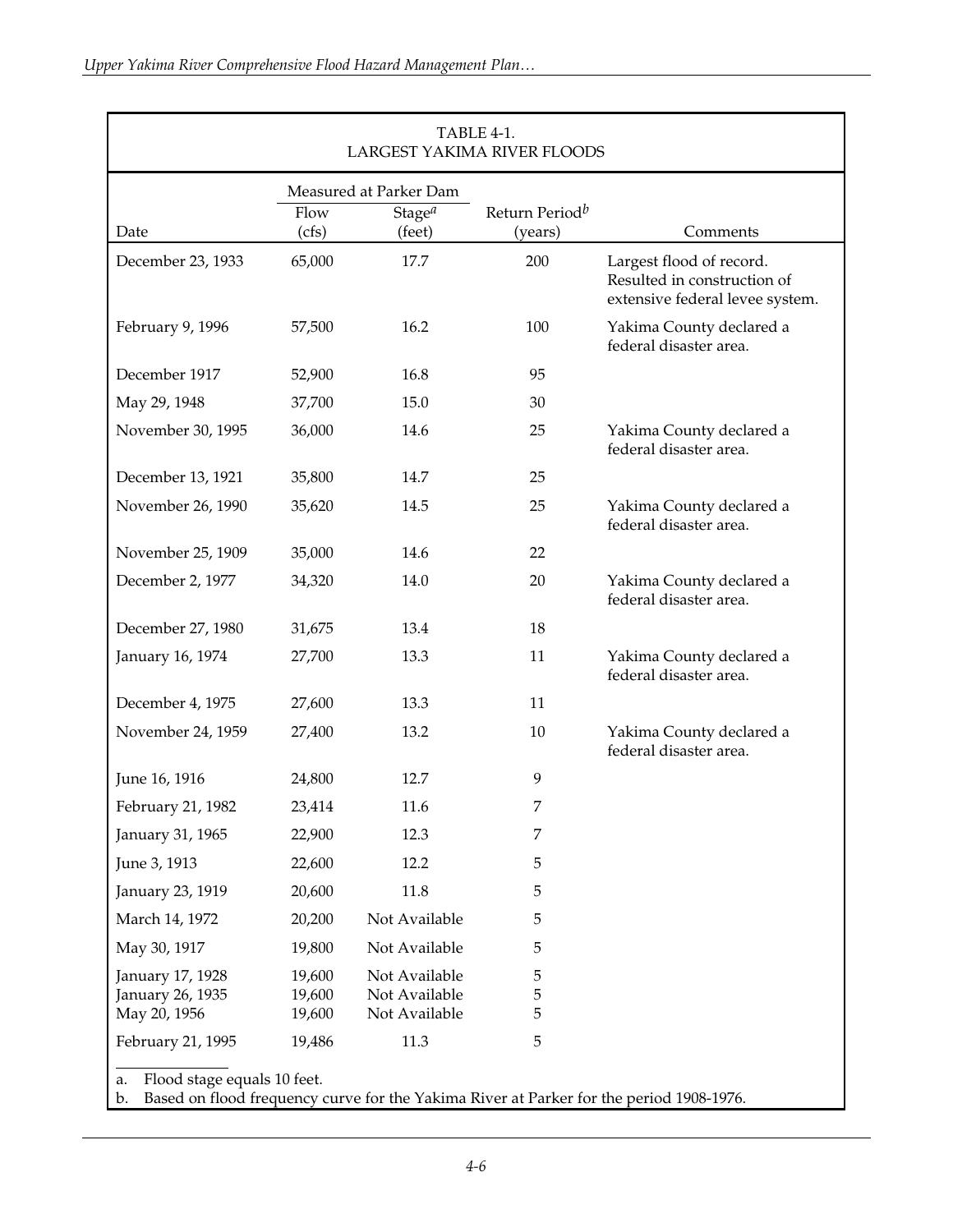TABLE 4-1.
LARGEST YAKIMA RIVER FLOODS

| | Measured at Parker Dam | | | |
|---|---|---|---|---|
| Date | Flow (cfs) | Stage[a] (feet) | Return Period[b] (years) | Comments |
| December 23, 1933 | 65,000 | 17.7 | 200 | Largest flood of record. Resulted in construction of extensive federal levee system. |
| February 9, 1996 | 57,500 | 16.2 | 100 | Yakima County declared a federal disaster area. |
| December 1917 | 52,900 | 16.8 | 95 | |
| May 29, 1948 | 37,700 | 15.0 | 30 | |
| November 30, 1995 | 36,000 | 14.6 | 25 | Yakima County declared a federal disaster area. |
| December 13, 1921 | 35,800 | 14.7 | 25 | |
| November 26, 1990 | 35,620 | 14.5 | 25 | Yakima County declared a federal disaster area. |
| November 25, 1909 | 35,000 | 14.6 | 22 | |
| December 2, 1977 | 34,320 | 14.0 | 20 | Yakima County declared a federal disaster area. |
| December 27, 1980 | 31,675 | 13.4 | 18 | |
| January 16, 1974 | 27,700 | 13.3 | 11 | Yakima County declared a federal disaster area. |
| December 4, 1975 | 27,600 | 13.3 | 11 | |
| November 24, 1959 | 27,400 | 13.2 | 10 | Yakima County declared a federal disaster area. |
| June 16, 1916 | 24,800 | 12.7 | 9 | |
| February 21, 1982 | 23,414 | 11.6 | 7 | |
| January 31, 1965 | 22,900 | 12.3 | 7 | |
| June 3, 1913 | 22,600 | 12.2 | 5 | |
| January 23, 1919 | 20,600 | 11.8 | 5 | |
| March 14, 1972 | 20,200 | Not Available | 5 | |
| May 30, 1917 | 19,800 | Not Available | 5 | |
| January 17, 1928 | 19,600 | Not Available | 5 | |
| January 26, 1935 | 19,600 | Not Available | 5 | |
| May 20, 1956 | 19,600 | Not Available | 5 | |
| February 21, 1995 | 19,486 | 11.3 | 5 | |

a. Flood stage equals 10 feet.
b. Based on flood frequency curve for the Yakima River at Parker for the period 1908-1976.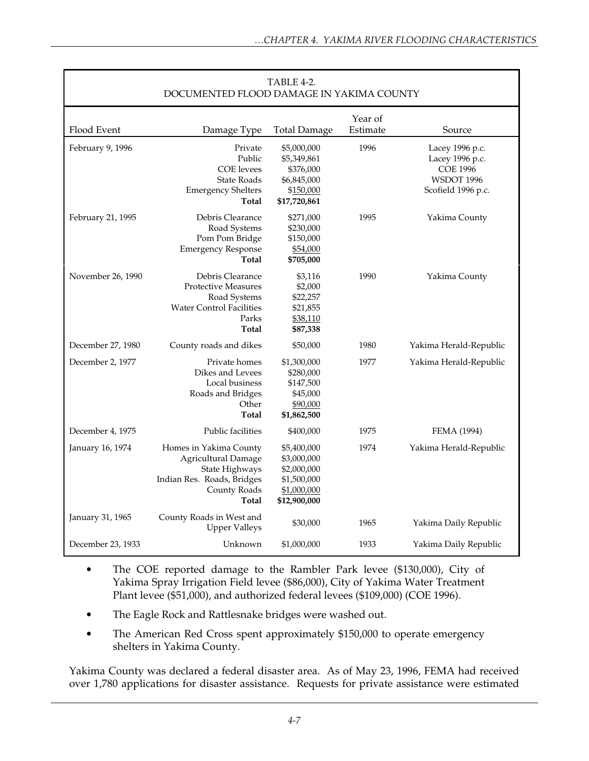TABLE 4-2.
DOCUMENTED FLOOD DAMAGE IN YAKIMA COUNTY

| Flood Event | Damage Type | Total Damage | Year of Estimate | Source |
|---|---|---|---|---|
| February 9, 1996 | Private | $5,000,000 | 1996 | Lacey 1996 p.c. |
| | Public | $5,349,861 | | Lacey 1996 p.c. |
| | COE levees | $376,000 | | COE 1996 |
| | State Roads | $6,845,000 | | WSDOT 1996 |
| | Emergency Shelters | $150,000 | | Scofield 1996 p.c. |
| | **Total** | **$17,720,861** | | |
| February 21, 1995 | Debris Clearance | $271,000 | 1995 | Yakima County |
| | Road Systems | $230,000 | | |
| | Pom Pom Bridge | $150,000 | | |
| | Emergency Response | $54,000 | | |
| | **Total** | **$705,000** | | |
| November 26, 1990 | Debris Clearance | $3,116 | 1990 | Yakima County |
| | Protective Measures | $2,000 | | |
| | Road Systems | $22,257 | | |
| | Water Control Facilities | $21,855 | | |
| | Parks | $38,110 | | |
| | **Total** | **$87,338** | | |
| December 27, 1980 | County roads and dikes | $50,000 | 1980 | Yakima Herald-Republic |
| December 2, 1977 | Private homes | $1,300,000 | 1977 | Yakima Herald-Republic |
| | Dikes and Levees | $280,000 | | |
| | Local business | $147,500 | | |
| | Roads and Bridges | $45,000 | | |
| | Other | $90,000 | | |
| | **Total** | **$1,862,500** | | |
| December 4, 1975 | Public facilities | $400,000 | 1975 | FEMA (1994) |
| January 16, 1974 | Homes in Yakima County | $5,400,000 | 1974 | Yakima Herald-Republic |
| | Agricultural Damage | $3,000,000 | | |
| | State Highways | $2,000,000 | | |
| | Indian Res. Roads, Bridges | $1,500,000 | | |
| | County Roads | $1,000,000 | | |
| | **Total** | **$12,900,000** | | |
| January 31, 1965 | County Roads in West and Upper Valleys | $30,000 | 1965 | Yakima Daily Republic |
| December 23, 1933 | Unknown | $1,000,000 | 1933 | Yakima Daily Republic |

- The COE reported damage to the Rambler Park levee ($130,000), City of Yakima Spray Irrigation Field levee ($86,000), City of Yakima Water Treatment Plant levee ($51,000), and authorized federal levees ($109,000) (COE 1996).
- The Eagle Rock and Rattlesnake bridges were washed out.
- The American Red Cross spent approximately $150,000 to operate emergency shelters in Yakima County.

Yakima County was declared a federal disaster area. As of May 23, 1996, FEMA had received over 1,780 applications for disaster assistance. Requests for private assistance were estimated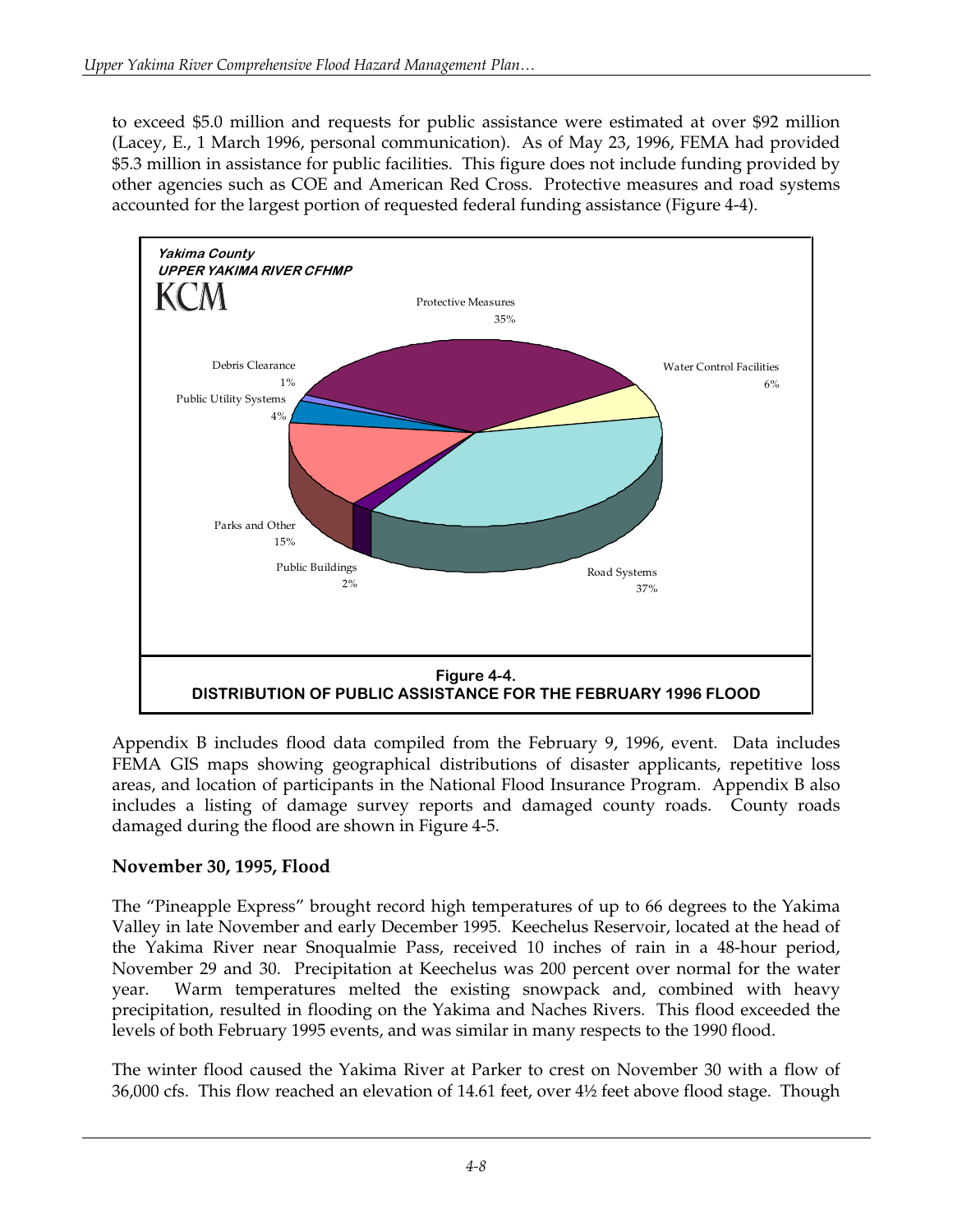to exceed $5.0 million and requests for public assistance were estimated at over $92 million (Lacey, E., 1 March 1996, personal communication). As of May 23, 1996, FEMA had provided $5.3 million in assistance for public facilities. This figure does not include funding provided by other agencies such as COE and American Red Cross. Protective measures and road systems accounted for the largest portion of requested federal funding assistance (Figure 4-4).

Yakima County
UPPER YAKIMA RIVER CFHMP
KCM

Protective Measures 35%
Water Control Facilities 6%
Road Systems 37%
Public Buildings 2%
Parks and Other 15%
Public Utility Systems 4%
Debris Clearance 1%

**Figure 4-4.**
**DISTRIBUTION OF PUBLIC ASSISTANCE FOR THE FEBRUARY 1996 FLOOD**

Appendix B includes flood data compiled from the February 9, 1996, event. Data includes FEMA GIS maps showing geographical distributions of disaster applicants, repetitive loss areas, and location of participants in the National Flood Insurance Program. Appendix B also includes a listing of damage survey reports and damaged county roads. County roads damaged during the flood are shown in Figure 4-5.

### November 30, 1995, Flood

The "Pineapple Express" brought record high temperatures of up to 66 degrees to the Yakima Valley in late November and early December 1995. Keechelus Reservoir, located at the head of the Yakima River near Snoqualmie Pass, received 10 inches of rain in a 48-hour period, November 29 and 30. Precipitation at Keechelus was 200 percent over normal for the water year. Warm temperatures melted the existing snowpack and, combined with heavy precipitation, resulted in flooding on the Yakima and Naches Rivers. This flood exceeded the levels of both February 1995 events, and was similar in many respects to the 1990 flood.

The winter flood caused the Yakima River at Parker to crest on November 30 with a flow of 36,000 cfs. This flow reached an elevation of 14.61 feet, over 4½ feet above flood stage. Though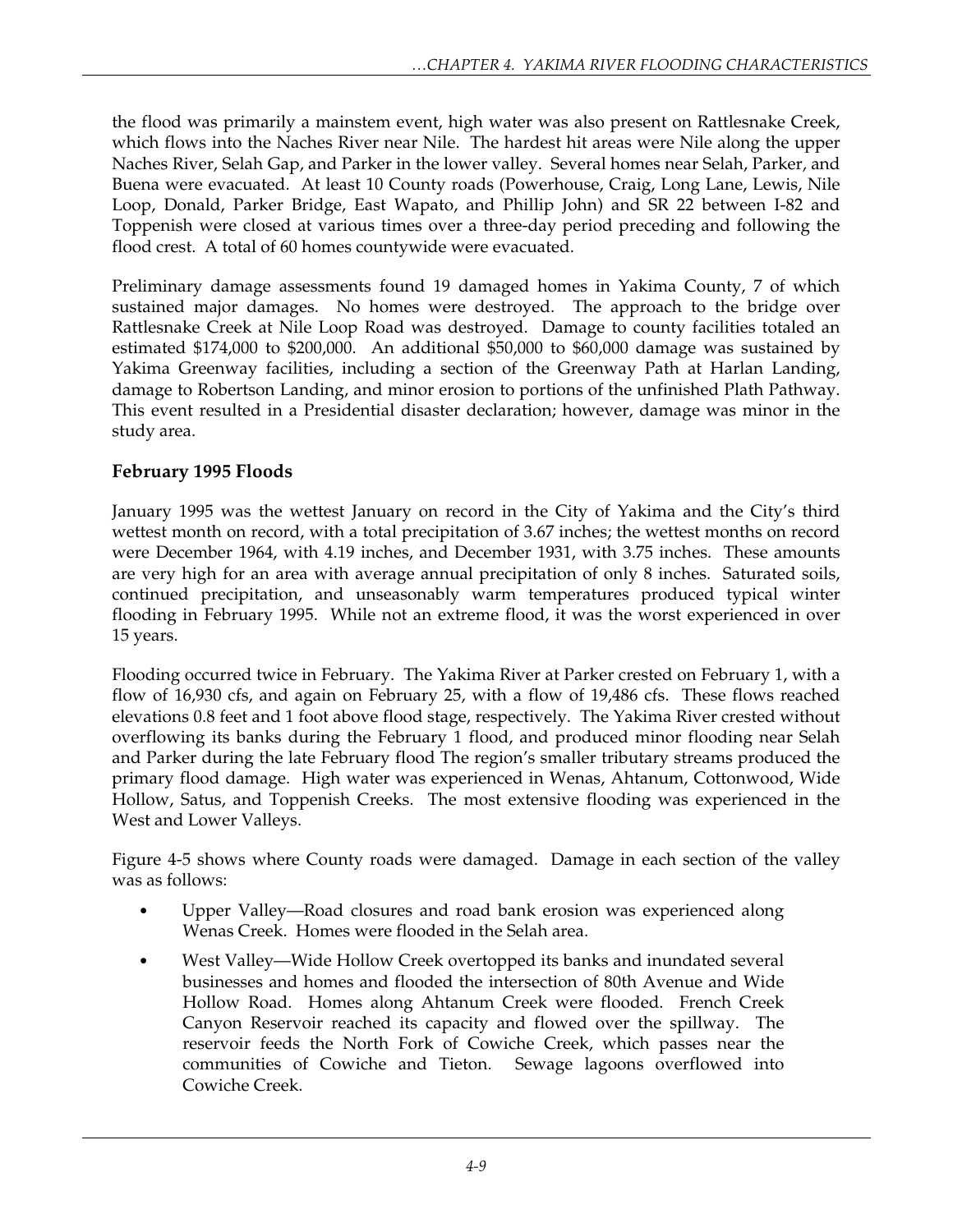the flood was primarily a mainstem event, high water was also present on Rattlesnake Creek, which flows into the Naches River near Nile. The hardest hit areas were Nile along the upper Naches River, Selah Gap, and Parker in the lower valley. Several homes near Selah, Parker, and Buena were evacuated. At least 10 County roads (Powerhouse, Craig, Long Lane, Lewis, Nile Loop, Donald, Parker Bridge, East Wapato, and Phillip John) and SR 22 between I-82 and Toppenish were closed at various times over a three-day period preceding and following the flood crest. A total of 60 homes countywide were evacuated.

Preliminary damage assessments found 19 damaged homes in Yakima County, 7 of which sustained major damages. No homes were destroyed. The approach to the bridge over Rattlesnake Creek at Nile Loop Road was destroyed. Damage to county facilities totaled an estimated $174,000 to $200,000. An additional $50,000 to $60,000 damage was sustained by Yakima Greenway facilities, including a section of the Greenway Path at Harlan Landing, damage to Robertson Landing, and minor erosion to portions of the unfinished Plath Pathway. This event resulted in a Presidential disaster declaration; however, damage was minor in the study area.

### February 1995 Floods

January 1995 was the wettest January on record in the City of Yakima and the City's third wettest month on record, with a total precipitation of 3.67 inches; the wettest months on record were December 1964, with 4.19 inches, and December 1931, with 3.75 inches. These amounts are very high for an area with average annual precipitation of only 8 inches. Saturated soils, continued precipitation, and unseasonably warm temperatures produced typical winter flooding in February 1995. While not an extreme flood, it was the worst experienced in over 15 years.

Flooding occurred twice in February. The Yakima River at Parker crested on February 1, with a flow of 16,930 cfs, and again on February 25, with a flow of 19,486 cfs. These flows reached elevations 0.8 feet and 1 foot above flood stage, respectively. The Yakima River crested without overflowing its banks during the February 1 flood, and produced minor flooding near Selah and Parker during the late February flood The region's smaller tributary streams produced the primary flood damage. High water was experienced in Wenas, Ahtanum, Cottonwood, Wide Hollow, Satus, and Toppenish Creeks. The most extensive flooding was experienced in the West and Lower Valleys.

Figure 4-5 shows where County roads were damaged. Damage in each section of the valley was as follows:

- Upper Valley—Road closures and road bank erosion was experienced along Wenas Creek. Homes were flooded in the Selah area.
- West Valley—Wide Hollow Creek overtopped its banks and inundated several businesses and homes and flooded the intersection of 80th Avenue and Wide Hollow Road. Homes along Ahtanum Creek were flooded. French Creek Canyon Reservoir reached its capacity and flowed over the spillway. The reservoir feeds the North Fork of Cowiche Creek, which passes near the communities of Cowiche and Tieton. Sewage lagoons overflowed into Cowiche Creek.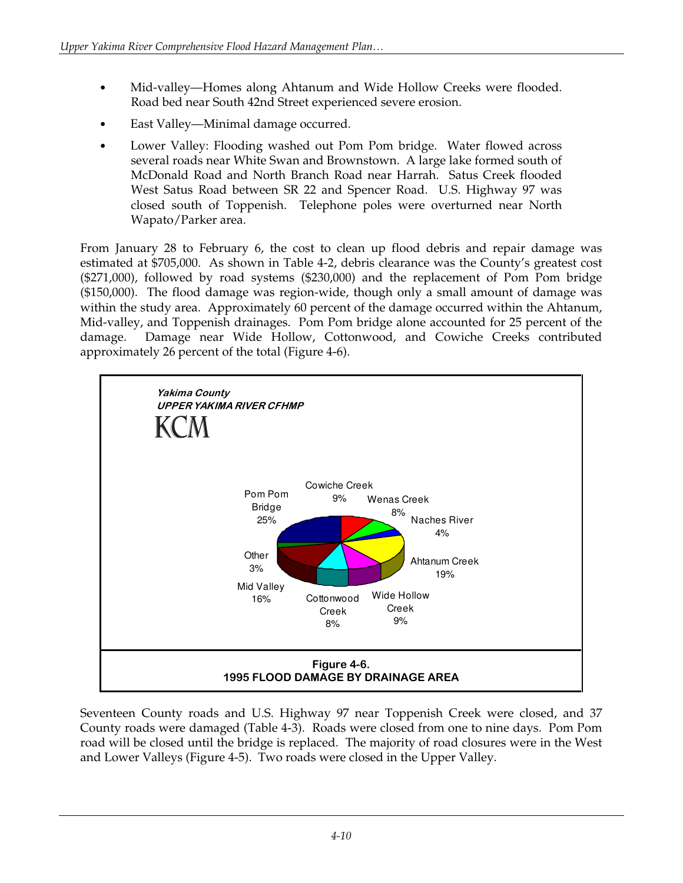- Mid-valley—Homes along Ahtanum and Wide Hollow Creeks were flooded. Road bed near South 42nd Street experienced severe erosion.
- East Valley—Minimal damage occurred.
- Lower Valley: Flooding washed out Pom Pom bridge. Water flowed across several roads near White Swan and Brownstown. A large lake formed south of McDonald Road and North Branch Road near Harrah. Satus Creek flooded West Satus Road between SR 22 and Spencer Road. U.S. Highway 97 was closed south of Toppenish. Telephone poles were overturned near North Wapato/Parker area.

From January 28 to February 6, the cost to clean up flood debris and repair damage was estimated at $705,000. As shown in Table 4-2, debris clearance was the County's greatest cost ($271,000), followed by road systems ($230,000) and the replacement of Pom Pom bridge ($150,000). The flood damage was region-wide, though only a small amount of damage was within the study area. Approximately 60 percent of the damage occurred within the Ahtanum, Mid-valley, and Toppenish drainages. Pom Pom bridge alone accounted for 25 percent of the damage. Damage near Wide Hollow, Cottonwood, and Cowiche Creeks contributed approximately 26 percent of the total (Figure 4-6).

Yakima County
UPPER YAKIMA RIVER CFHMP
KCM

Pom Pom Bridge 25%; Cowiche Creek 9%; Wenas Creek 8%; Naches River 4%; Ahtanum Creek 19%; Wide Hollow Creek 9%; Cottonwood Creek 8%; Mid Valley 16%; Other 3%

**Figure 4-6.**
**1995 FLOOD DAMAGE BY DRAINAGE AREA**

Seventeen County roads and U.S. Highway 97 near Toppenish Creek were closed, and 37 County roads were damaged (Table 4-3). Roads were closed from one to nine days. Pom Pom road will be closed until the bridge is replaced. The majority of road closures were in the West and Lower Valleys (Figure 4-5). Two roads were closed in the Upper Valley.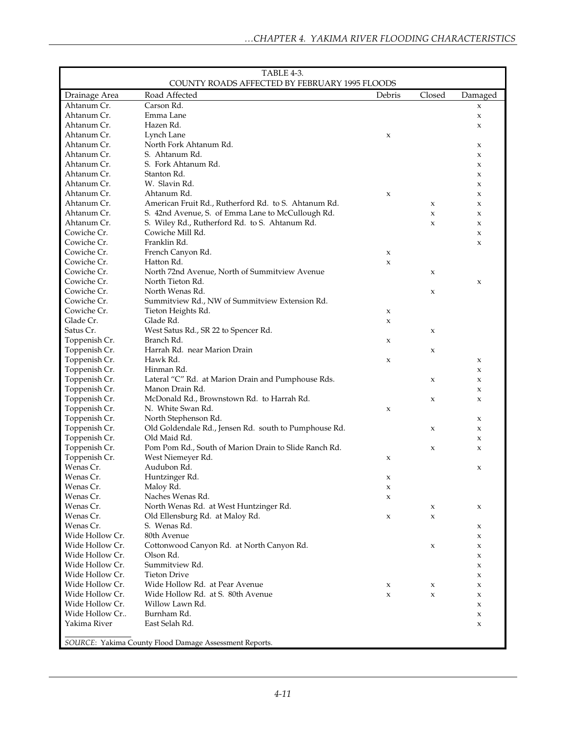| TABLE 4-3. COUNTY ROADS AFFECTED BY FEBRUARY 1995 FLOODS | | | | |
|---|---|---|---|---|
| Drainage Area | Road Affected | Debris | Closed | Damaged |
| Ahtanum Cr. | Carson Rd. | | | x |
| Ahtanum Cr. | Emma Lane | | | x |
| Ahtanum Cr. | Hazen Rd. | | | x |
| Ahtanum Cr. | Lynch Lane | x | | |
| Ahtanum Cr. | North Fork Ahtanum Rd. | | | x |
| Ahtanum Cr. | S. Ahtanum Rd. | | | x |
| Ahtanum Cr. | S. Fork Ahtanum Rd. | | | x |
| Ahtanum Cr. | Stanton Rd. | | | x |
| Ahtanum Cr. | W. Slavin Rd. | | | x |
| Ahtanum Cr. | Ahtanum Rd. | x | | x |
| Ahtanum Cr. | American Fruit Rd., Rutherford Rd. to S. Ahtanum Rd. | | x | x |
| Ahtanum Cr. | S. 42nd Avenue, S. of Emma Lane to McCullough Rd. | | x | x |
| Ahtanum Cr. | S. Wiley Rd., Rutherford Rd. to S. Ahtanum Rd. | | x | x |
| Cowiche Cr. | Cowiche Mill Rd. | | | x |
| Cowiche Cr. | Franklin Rd. | | | x |
| Cowiche Cr. | French Canyon Rd. | x | | |
| Cowiche Cr. | Hatton Rd. | x | | |
| Cowiche Cr. | North 72nd Avenue, North of Summitview Avenue | | x | |
| Cowiche Cr. | North Tieton Rd. | | | x |
| Cowiche Cr. | North Wenas Rd. | | x | |
| Cowiche Cr. | Summitview Rd., NW of Summitview Extension Rd. | | | |
| Cowiche Cr. | Tieton Heights Rd. | x | | |
| Glade Cr. | Glade Rd. | x | | |
| Satus Cr. | West Satus Rd., SR 22 to Spencer Rd. | | x | |
| Toppenish Cr. | Branch Rd. | x | | |
| Toppenish Cr. | Harrah Rd. near Marion Drain | | x | |
| Toppenish Cr. | Hawk Rd. | x | | x |
| Toppenish Cr. | Hinman Rd. | | | x |
| Toppenish Cr. | Lateral "C" Rd. at Marion Drain and Pumphouse Rds. | | x | x |
| Toppenish Cr. | Manon Drain Rd. | | | x |
| Toppenish Cr. | McDonald Rd., Brownstown Rd. to Harrah Rd. | | x | x |
| Toppenish Cr. | N. White Swan Rd. | x | | |
| Toppenish Cr. | North Stephenson Rd. | | | x |
| Toppenish Cr. | Old Goldendale Rd., Jensen Rd. south to Pumphouse Rd. | | x | x |
| Toppenish Cr. | Old Maid Rd. | | | x |
| Toppenish Cr. | Pom Pom Rd., South of Marion Drain to Slide Ranch Rd. | | x | x |
| Toppenish Cr. | West Niemeyer Rd. | x | | |
| Wenas Cr. | Audubon Rd. | | | x |
| Wenas Cr. | Huntzinger Rd. | x | | |
| Wenas Cr. | Maloy Rd. | x | | |
| Wenas Cr. | Naches Wenas Rd. | x | | |
| Wenas Cr. | North Wenas Rd. at West Huntzinger Rd. | | x | x |
| Wenas Cr. | Old Ellensburg Rd. at Maloy Rd. | x | x | |
| Wenas Cr. | S. Wenas Rd. | | | x |
| Wide Hollow Cr. | 80th Avenue | | | x |
| Wide Hollow Cr. | Cottonwood Canyon Rd. at North Canyon Rd. | | x | x |
| Wide Hollow Cr. | Olson Rd. | | | x |
| Wide Hollow Cr. | Summitview Rd. | | | x |
| Wide Hollow Cr. | Tieton Drive | | | x |
| Wide Hollow Cr. | Wide Hollow Rd. at Pear Avenue | x | x | x |
| Wide Hollow Cr. | Wide Hollow Rd. at S. 80th Avenue | x | x | x |
| Wide Hollow Cr. | Willow Lawn Rd. | | | x |
| Wide Hollow Cr.. | Burnham Rd. | | | x |
| Yakima River | East Selah Rd. | | | x |

*SOURCE*: Yakima County Flood Damage Assessment Reports.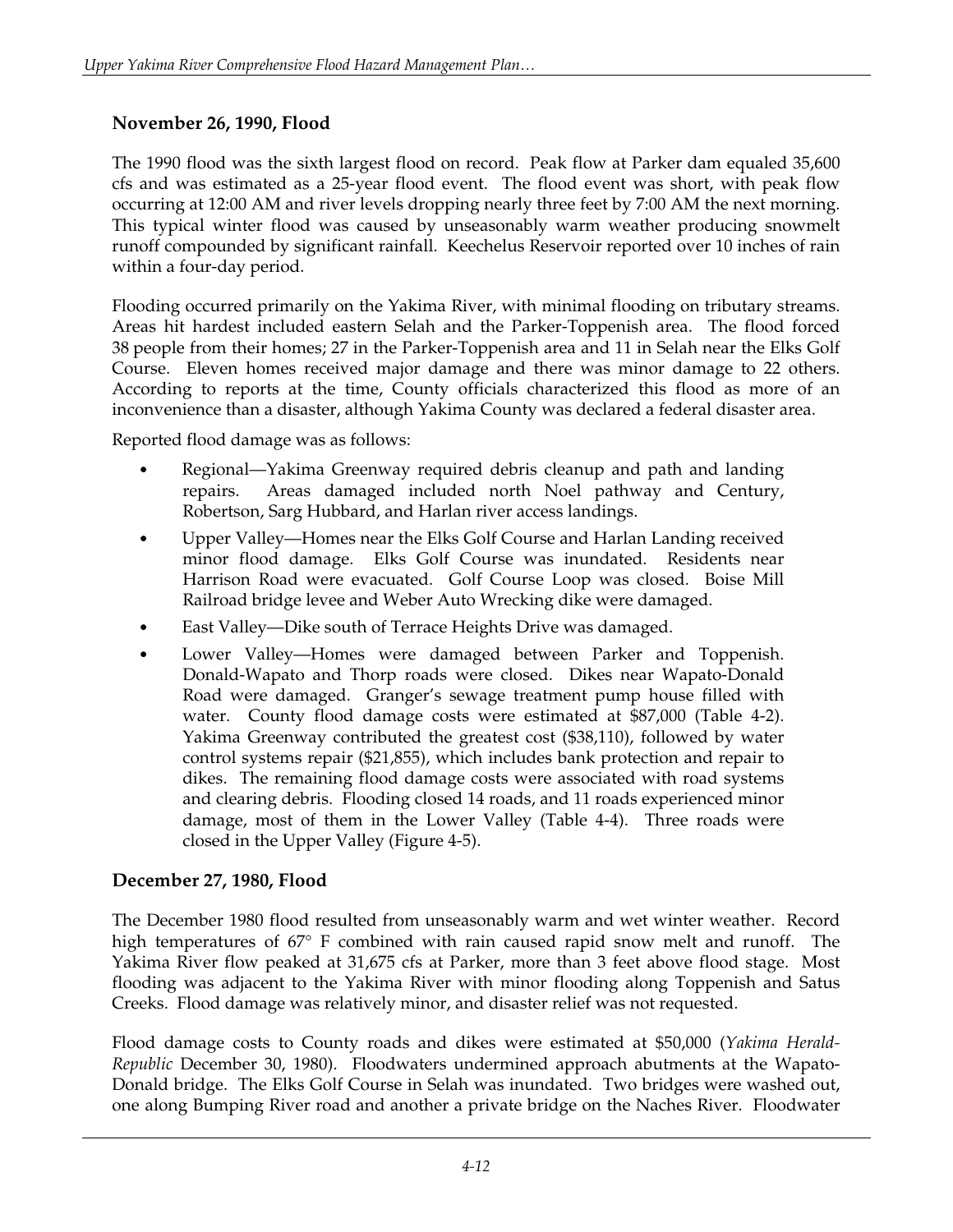### November 26, 1990, Flood

The 1990 flood was the sixth largest flood on record. Peak flow at Parker dam equaled 35,600 cfs and was estimated as a 25-year flood event. The flood event was short, with peak flow occurring at 12:00 AM and river levels dropping nearly three feet by 7:00 AM the next morning. This typical winter flood was caused by unseasonably warm weather producing snowmelt runoff compounded by significant rainfall. Keechelus Reservoir reported over 10 inches of rain within a four-day period.

Flooding occurred primarily on the Yakima River, with minimal flooding on tributary streams. Areas hit hardest included eastern Selah and the Parker-Toppenish area. The flood forced 38 people from their homes; 27 in the Parker-Toppenish area and 11 in Selah near the Elks Golf Course. Eleven homes received major damage and there was minor damage to 22 others. According to reports at the time, County officials characterized this flood as more of an inconvenience than a disaster, although Yakima County was declared a federal disaster area.

Reported flood damage was as follows:

- Regional—Yakima Greenway required debris cleanup and path and landing repairs. Areas damaged included north Noel pathway and Century, Robertson, Sarg Hubbard, and Harlan river access landings.
- Upper Valley—Homes near the Elks Golf Course and Harlan Landing received minor flood damage. Elks Golf Course was inundated. Residents near Harrison Road were evacuated. Golf Course Loop was closed. Boise Mill Railroad bridge levee and Weber Auto Wrecking dike were damaged.
- East Valley—Dike south of Terrace Heights Drive was damaged.
- Lower Valley—Homes were damaged between Parker and Toppenish. Donald-Wapato and Thorp roads were closed. Dikes near Wapato-Donald Road were damaged. Granger's sewage treatment pump house filled with water. County flood damage costs were estimated at $87,000 (Table 4-2). Yakima Greenway contributed the greatest cost ($38,110), followed by water control systems repair ($21,855), which includes bank protection and repair to dikes. The remaining flood damage costs were associated with road systems and clearing debris. Flooding closed 14 roads, and 11 roads experienced minor damage, most of them in the Lower Valley (Table 4-4). Three roads were closed in the Upper Valley (Figure 4-5).

### December 27, 1980, Flood

The December 1980 flood resulted from unseasonably warm and wet winter weather. Record high temperatures of 67° F combined with rain caused rapid snow melt and runoff. The Yakima River flow peaked at 31,675 cfs at Parker, more than 3 feet above flood stage. Most flooding was adjacent to the Yakima River with minor flooding along Toppenish and Satus Creeks. Flood damage was relatively minor, and disaster relief was not requested.

Flood damage costs to County roads and dikes were estimated at $50,000 (*Yakima Herald-Republic* December 30, 1980). Floodwaters undermined approach abutments at the Wapato-Donald bridge. The Elks Golf Course in Selah was inundated. Two bridges were washed out, one along Bumping River road and another a private bridge on the Naches River. Floodwater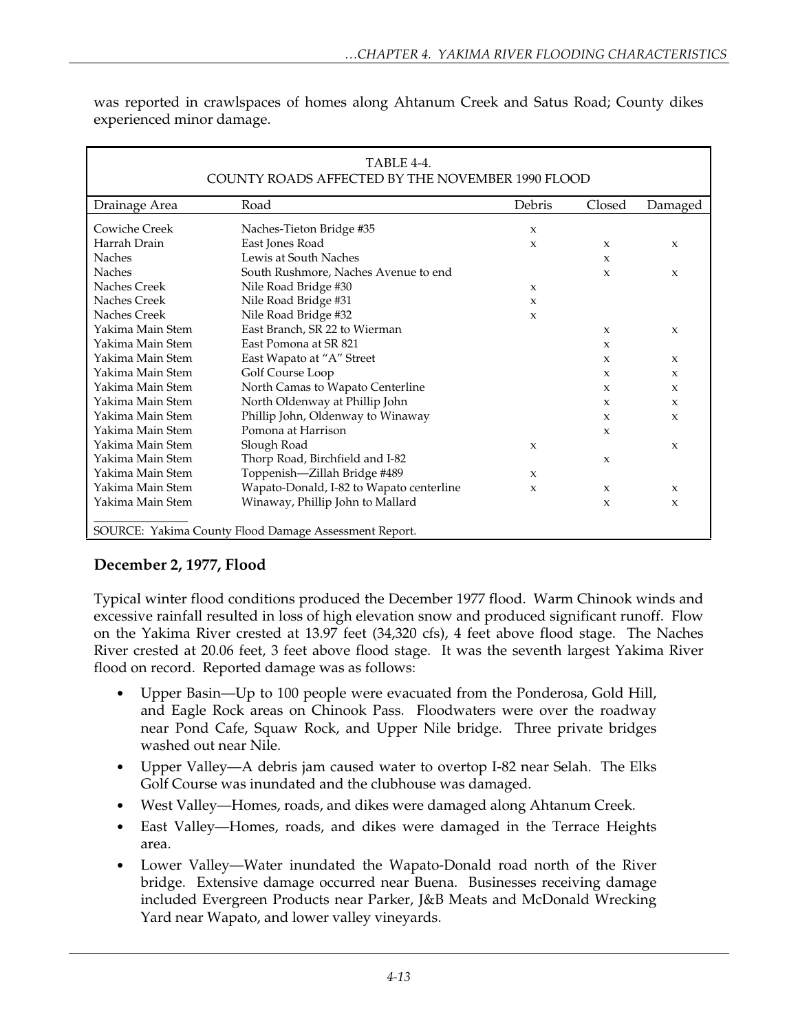was reported in crawlspaces of homes along Ahtanum Creek and Satus Road; County dikes experienced minor damage.

TABLE 4-4.
COUNTY ROADS AFFECTED BY THE NOVEMBER 1990 FLOOD

| Drainage Area | Road | Debris | Closed | Damaged |
|---|---|---|---|---|
| Cowiche Creek | Naches-Tieton Bridge #35 | x | | |
| Harrah Drain | East Jones Road | x | x | x |
| Naches | Lewis at South Naches | | x | |
| Naches | South Rushmore, Naches Avenue to end | | x | x |
| Naches Creek | Nile Road Bridge #30 | x | | |
| Naches Creek | Nile Road Bridge #31 | x | | |
| Naches Creek | Nile Road Bridge #32 | x | | |
| Yakima Main Stem | East Branch, SR 22 to Wierman | | x | x |
| Yakima Main Stem | East Pomona at SR 821 | | x | |
| Yakima Main Stem | East Wapato at "A" Street | | x | x |
| Yakima Main Stem | Golf Course Loop | | x | x |
| Yakima Main Stem | North Camas to Wapato Centerline | | x | x |
| Yakima Main Stem | North Oldenway at Phillip John | | x | x |
| Yakima Main Stem | Phillip John, Oldenway to Winaway | | x | x |
| Yakima Main Stem | Pomona at Harrison | | x | |
| Yakima Main Stem | Slough Road | x | | x |
| Yakima Main Stem | Thorp Road, Birchfield and I-82 | | x | |
| Yakima Main Stem | Toppenish—Zillah Bridge #489 | x | | |
| Yakima Main Stem | Wapato-Donald, I-82 to Wapato centerline | x | x | x |
| Yakima Main Stem | Winaway, Phillip John to Mallard | | x | x |

SOURCE: Yakima County Flood Damage Assessment Report.

### December 2, 1977, Flood

Typical winter flood conditions produced the December 1977 flood. Warm Chinook winds and excessive rainfall resulted in loss of high elevation snow and produced significant runoff. Flow on the Yakima River crested at 13.97 feet (34,320 cfs), 4 feet above flood stage. The Naches River crested at 20.06 feet, 3 feet above flood stage. It was the seventh largest Yakima River flood on record. Reported damage was as follows:

- Upper Basin—Up to 100 people were evacuated from the Ponderosa, Gold Hill, and Eagle Rock areas on Chinook Pass. Floodwaters were over the roadway near Pond Cafe, Squaw Rock, and Upper Nile bridge. Three private bridges washed out near Nile.
- Upper Valley—A debris jam caused water to overtop I-82 near Selah. The Elks Golf Course was inundated and the clubhouse was damaged.
- West Valley—Homes, roads, and dikes were damaged along Ahtanum Creek.
- East Valley—Homes, roads, and dikes were damaged in the Terrace Heights area.
- Lower Valley—Water inundated the Wapato-Donald road north of the River bridge. Extensive damage occurred near Buena. Businesses receiving damage included Evergreen Products near Parker, J&B Meats and McDonald Wrecking Yard near Wapato, and lower valley vineyards.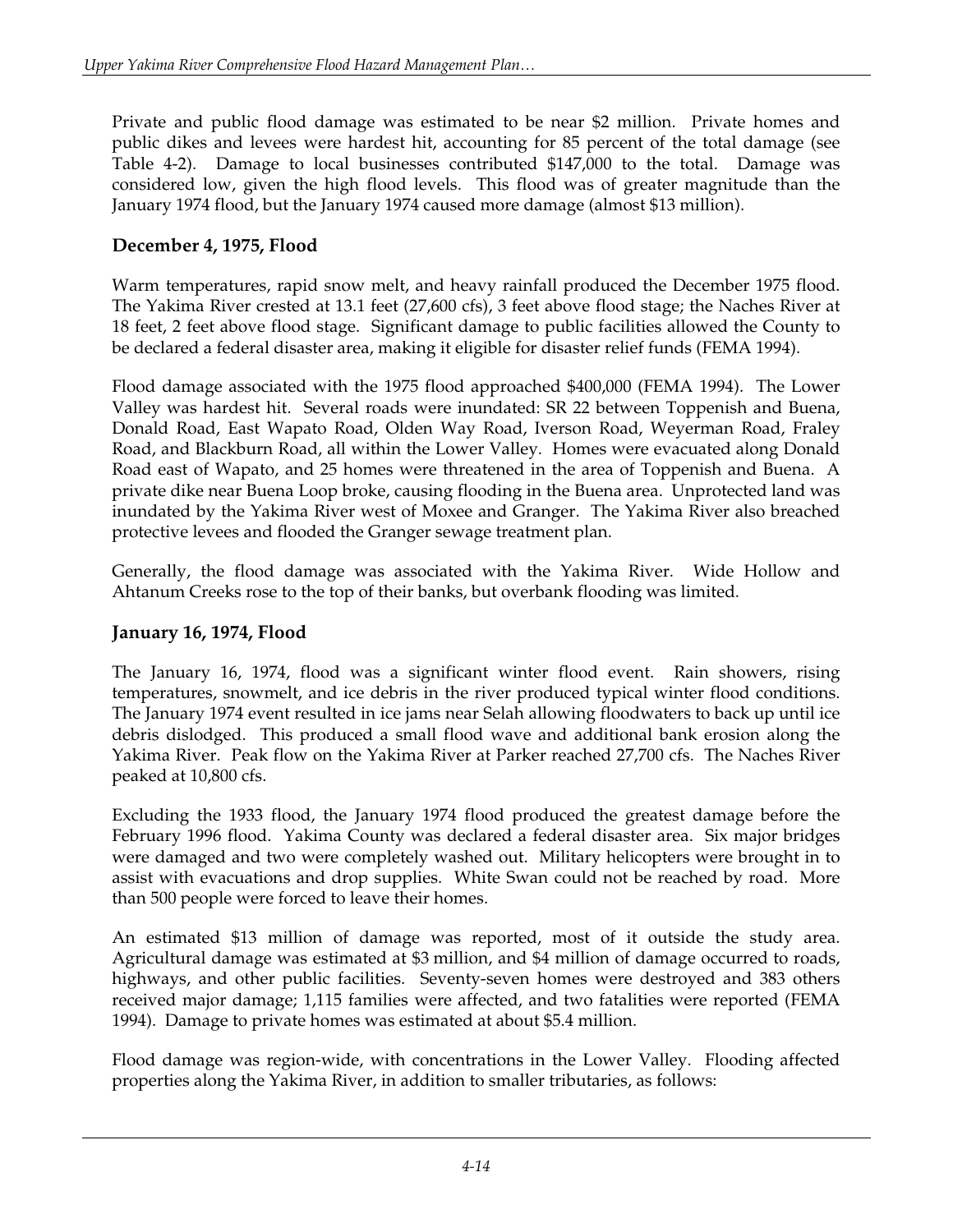Private and public flood damage was estimated to be near $2 million. Private homes and public dikes and levees were hardest hit, accounting for 85 percent of the total damage (see Table 4-2). Damage to local businesses contributed $147,000 to the total. Damage was considered low, given the high flood levels. This flood was of greater magnitude than the January 1974 flood, but the January 1974 caused more damage (almost $13 million).

### December 4, 1975, Flood

Warm temperatures, rapid snow melt, and heavy rainfall produced the December 1975 flood. The Yakima River crested at 13.1 feet (27,600 cfs), 3 feet above flood stage; the Naches River at 18 feet, 2 feet above flood stage. Significant damage to public facilities allowed the County to be declared a federal disaster area, making it eligible for disaster relief funds (FEMA 1994).

Flood damage associated with the 1975 flood approached $400,000 (FEMA 1994). The Lower Valley was hardest hit. Several roads were inundated: SR 22 between Toppenish and Buena, Donald Road, East Wapato Road, Olden Way Road, Iverson Road, Weyerman Road, Fraley Road, and Blackburn Road, all within the Lower Valley. Homes were evacuated along Donald Road east of Wapato, and 25 homes were threatened in the area of Toppenish and Buena. A private dike near Buena Loop broke, causing flooding in the Buena area. Unprotected land was inundated by the Yakima River west of Moxee and Granger. The Yakima River also breached protective levees and flooded the Granger sewage treatment plan.

Generally, the flood damage was associated with the Yakima River. Wide Hollow and Ahtanum Creeks rose to the top of their banks, but overbank flooding was limited.

### January 16, 1974, Flood

The January 16, 1974, flood was a significant winter flood event. Rain showers, rising temperatures, snowmelt, and ice debris in the river produced typical winter flood conditions. The January 1974 event resulted in ice jams near Selah allowing floodwaters to back up until ice debris dislodged. This produced a small flood wave and additional bank erosion along the Yakima River. Peak flow on the Yakima River at Parker reached 27,700 cfs. The Naches River peaked at 10,800 cfs.

Excluding the 1933 flood, the January 1974 flood produced the greatest damage before the February 1996 flood. Yakima County was declared a federal disaster area. Six major bridges were damaged and two were completely washed out. Military helicopters were brought in to assist with evacuations and drop supplies. White Swan could not be reached by road. More than 500 people were forced to leave their homes.

An estimated $13 million of damage was reported, most of it outside the study area. Agricultural damage was estimated at $3 million, and $4 million of damage occurred to roads, highways, and other public facilities. Seventy-seven homes were destroyed and 383 others received major damage; 1,115 families were affected, and two fatalities were reported (FEMA 1994). Damage to private homes was estimated at about $5.4 million.

Flood damage was region-wide, with concentrations in the Lower Valley. Flooding affected properties along the Yakima River, in addition to smaller tributaries, as follows: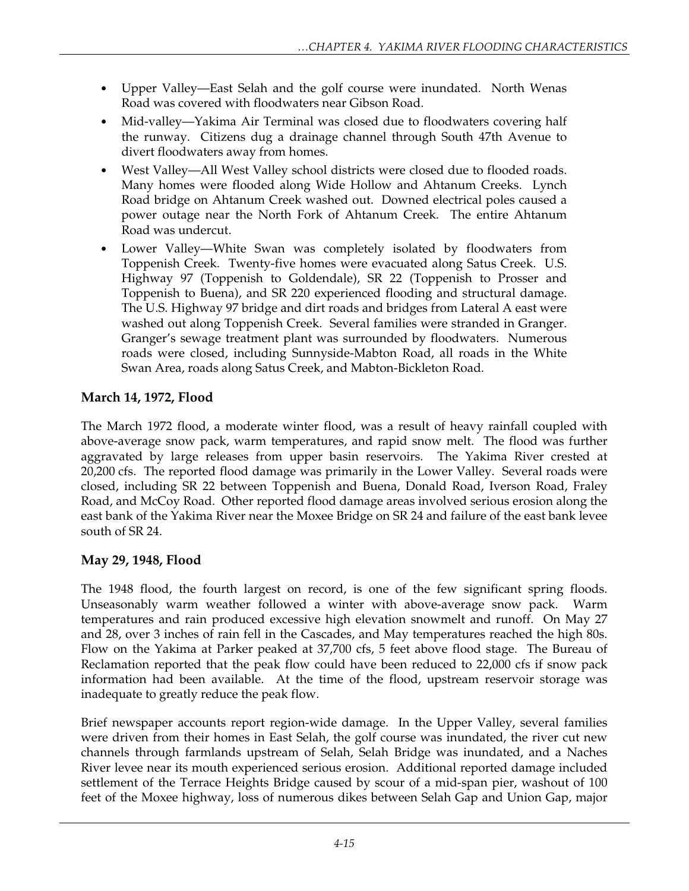- Upper Valley—East Selah and the golf course were inundated. North Wenas Road was covered with floodwaters near Gibson Road.
- Mid-valley—Yakima Air Terminal was closed due to floodwaters covering half the runway. Citizens dug a drainage channel through South 47th Avenue to divert floodwaters away from homes.
- West Valley—All West Valley school districts were closed due to flooded roads. Many homes were flooded along Wide Hollow and Ahtanum Creeks. Lynch Road bridge on Ahtanum Creek washed out. Downed electrical poles caused a power outage near the North Fork of Ahtanum Creek. The entire Ahtanum Road was undercut.
- Lower Valley—White Swan was completely isolated by floodwaters from Toppenish Creek. Twenty-five homes were evacuated along Satus Creek. U.S. Highway 97 (Toppenish to Goldendale), SR 22 (Toppenish to Prosser and Toppenish to Buena), and SR 220 experienced flooding and structural damage. The U.S. Highway 97 bridge and dirt roads and bridges from Lateral A east were washed out along Toppenish Creek. Several families were stranded in Granger. Granger's sewage treatment plant was surrounded by floodwaters. Numerous roads were closed, including Sunnyside-Mabton Road, all roads in the White Swan Area, roads along Satus Creek, and Mabton-Bickleton Road.

### March 14, 1972, Flood

The March 1972 flood, a moderate winter flood, was a result of heavy rainfall coupled with above-average snow pack, warm temperatures, and rapid snow melt. The flood was further aggravated by large releases from upper basin reservoirs. The Yakima River crested at 20,200 cfs. The reported flood damage was primarily in the Lower Valley. Several roads were closed, including SR 22 between Toppenish and Buena, Donald Road, Iverson Road, Fraley Road, and McCoy Road. Other reported flood damage areas involved serious erosion along the east bank of the Yakima River near the Moxee Bridge on SR 24 and failure of the east bank levee south of SR 24.

### May 29, 1948, Flood

The 1948 flood, the fourth largest on record, is one of the few significant spring floods. Unseasonably warm weather followed a winter with above-average snow pack. Warm temperatures and rain produced excessive high elevation snowmelt and runoff. On May 27 and 28, over 3 inches of rain fell in the Cascades, and May temperatures reached the high 80s. Flow on the Yakima at Parker peaked at 37,700 cfs, 5 feet above flood stage. The Bureau of Reclamation reported that the peak flow could have been reduced to 22,000 cfs if snow pack information had been available. At the time of the flood, upstream reservoir storage was inadequate to greatly reduce the peak flow.

Brief newspaper accounts report region-wide damage. In the Upper Valley, several families were driven from their homes in East Selah, the golf course was inundated, the river cut new channels through farmlands upstream of Selah, Selah Bridge was inundated, and a Naches River levee near its mouth experienced serious erosion. Additional reported damage included settlement of the Terrace Heights Bridge caused by scour of a mid-span pier, washout of 100 feet of the Moxee highway, loss of numerous dikes between Selah Gap and Union Gap, major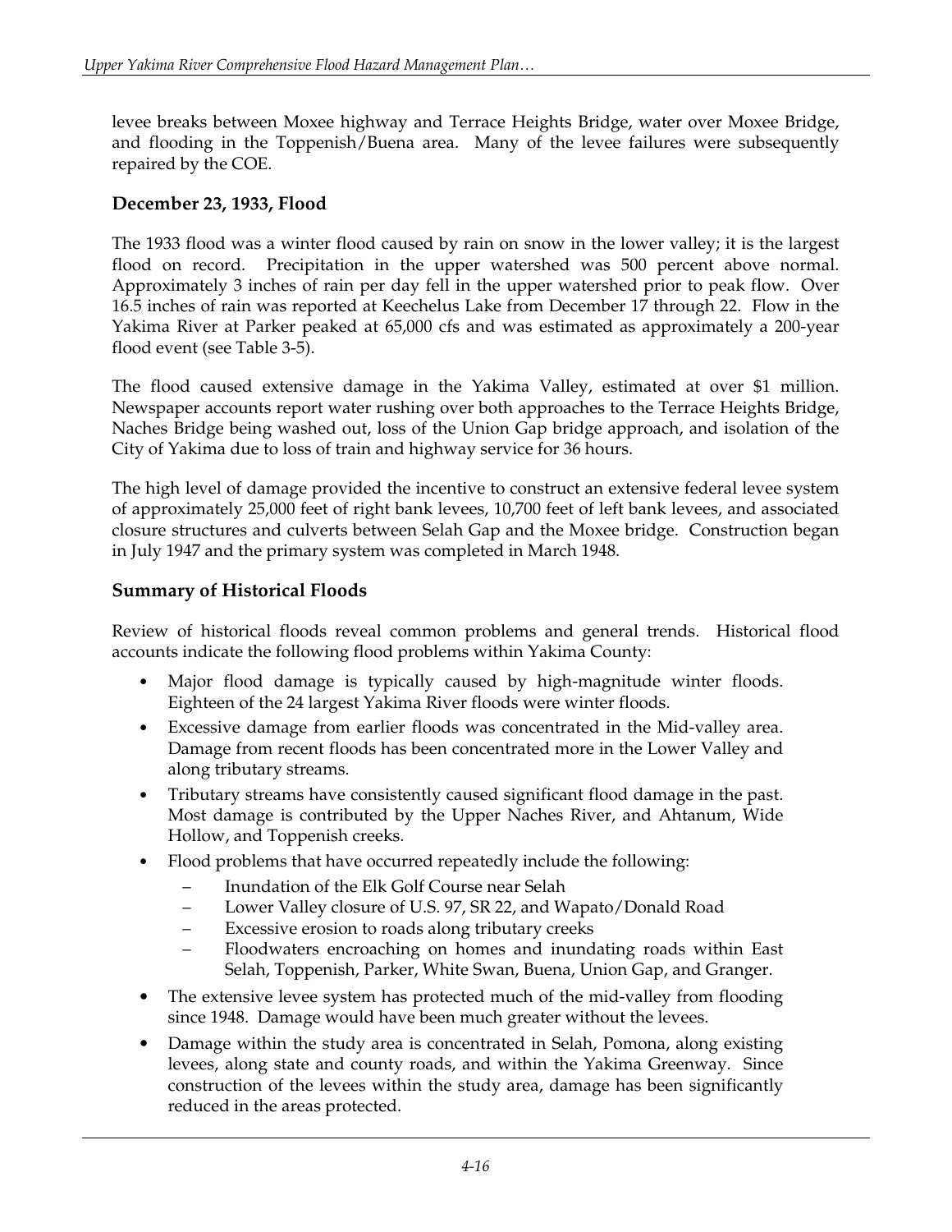levee breaks between Moxee highway and Terrace Heights Bridge, water over Moxee Bridge, and flooding in the Toppenish/Buena area. Many of the levee failures were subsequently repaired by the COE.

### December 23, 1933, Flood

The 1933 flood was a winter flood caused by rain on snow in the lower valley; it is the largest flood on record. Precipitation in the upper watershed was 500 percent above normal. Approximately 3 inches of rain per day fell in the upper watershed prior to peak flow. Over 16.5 inches of rain was reported at Keechelus Lake from December 17 through 22. Flow in the Yakima River at Parker peaked at 65,000 cfs and was estimated as approximately a 200-year flood event (see Table 3-5).

The flood caused extensive damage in the Yakima Valley, estimated at over $1 million. Newspaper accounts report water rushing over both approaches to the Terrace Heights Bridge, Naches Bridge being washed out, loss of the Union Gap bridge approach, and isolation of the City of Yakima due to loss of train and highway service for 36 hours.

The high level of damage provided the incentive to construct an extensive federal levee system of approximately 25,000 feet of right bank levees, 10,700 feet of left bank levees, and associated closure structures and culverts between Selah Gap and the Moxee bridge. Construction began in July 1947 and the primary system was completed in March 1948.

### Summary of Historical Floods

Review of historical floods reveal common problems and general trends. Historical flood accounts indicate the following flood problems within Yakima County:

- Major flood damage is typically caused by high-magnitude winter floods. Eighteen of the 24 largest Yakima River floods were winter floods.
- Excessive damage from earlier floods was concentrated in the Mid-valley area. Damage from recent floods has been concentrated more in the Lower Valley and along tributary streams.
- Tributary streams have consistently caused significant flood damage in the past. Most damage is contributed by the Upper Naches River, and Ahtanum, Wide Hollow, and Toppenish creeks.
- Flood problems that have occurred repeatedly include the following:
  - Inundation of the Elk Golf Course near Selah
  - Lower Valley closure of U.S. 97, SR 22, and Wapato/Donald Road
  - Excessive erosion to roads along tributary creeks
  - Floodwaters encroaching on homes and inundating roads within East Selah, Toppenish, Parker, White Swan, Buena, Union Gap, and Granger.
- The extensive levee system has protected much of the mid-valley from flooding since 1948. Damage would have been much greater without the levees.
- Damage within the study area is concentrated in Selah, Pomona, along existing levees, along state and county roads, and within the Yakima Greenway. Since construction of the levees within the study area, damage has been significantly reduced in the areas protected.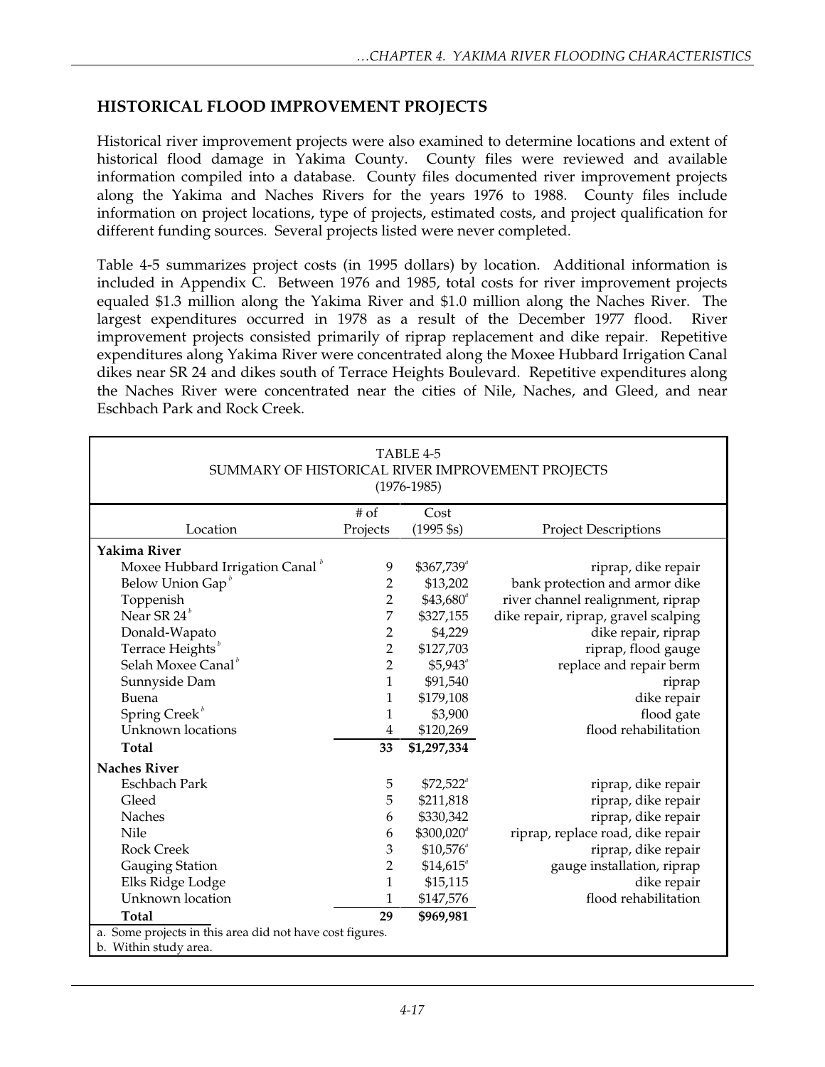## HISTORICAL FLOOD IMPROVEMENT PROJECTS

Historical river improvement projects were also examined to determine locations and extent of historical flood damage in Yakima County. County files were reviewed and available information compiled into a database. County files documented river improvement projects along the Yakima and Naches Rivers for the years 1976 to 1988. County files include information on project locations, type of projects, estimated costs, and project qualification for different funding sources. Several projects listed were never completed.

Table 4-5 summarizes project costs (in 1995 dollars) by location. Additional information is included in Appendix C. Between 1976 and 1985, total costs for river improvement projects equaled \$1.3 million along the Yakima River and \$1.0 million along the Naches River. The largest expenditures occurred in 1978 as a result of the December 1977 flood. River improvement projects consisted primarily of riprap replacement and dike repair. Repetitive expenditures along Yakima River were concentrated along the Moxee Hubbard Irrigation Canal dikes near SR 24 and dikes south of Terrace Heights Boulevard. Repetitive expenditures along the Naches River were concentrated near the cities of Nile, Naches, and Gleed, and near Eschbach Park and Rock Creek.

TABLE 4-5
SUMMARY OF HISTORICAL RIVER IMPROVEMENT PROJECTS
(1976-1985)

| Location | # of Projects | Cost (1995 $s) | Project Descriptions |
|---|---|---|---|
| **Yakima River** | | | |
| Moxee Hubbard Irrigation Canal [b] | 9 | $367,739[a] | riprap, dike repair |
| Below Union Gap [b] | 2 | $13,202 | bank protection and armor dike |
| Toppenish | 2 | $43,680[a] | river channel realignment, riprap |
| Near SR 24 [b] | 7 | $327,155 | dike repair, riprap, gravel scalping |
| Donald-Wapato | 2 | $4,229 | dike repair, riprap |
| Terrace Heights [b] | 2 | $127,703 | riprap, flood gauge |
| Selah Moxee Canal [b] | 2 | $5,943[a] | replace and repair berm |
| Sunnyside Dam | 1 | $91,540 | riprap |
| Buena | 1 | $179,108 | dike repair |
| Spring Creek [b] | 1 | $3,900 | flood gate |
| Unknown locations | 4 | $120,269 | flood rehabilitation |
| **Total** | **33** | **$1,297,334** | |
| **Naches River** | | | |
| Eschbach Park | 5 | $72,522[a] | riprap, dike repair |
| Gleed | 5 | $211,818 | riprap, dike repair |
| Naches | 6 | $330,342 | riprap, dike repair |
| Nile | 6 | $300,020[a] | riprap, replace road, dike repair |
| Rock Creek | 3 | $10,576[a] | riprap, dike repair |
| Gauging Station | 2 | $14,615[a] | gauge installation, riprap |
| Elks Ridge Lodge | 1 | $15,115 | dike repair |
| Unknown location | 1 | $147,576 | flood rehabilitation |
| **Total** | **29** | **$969,981** | |

a. Some projects in this area did not have cost figures.
b. Within study area.